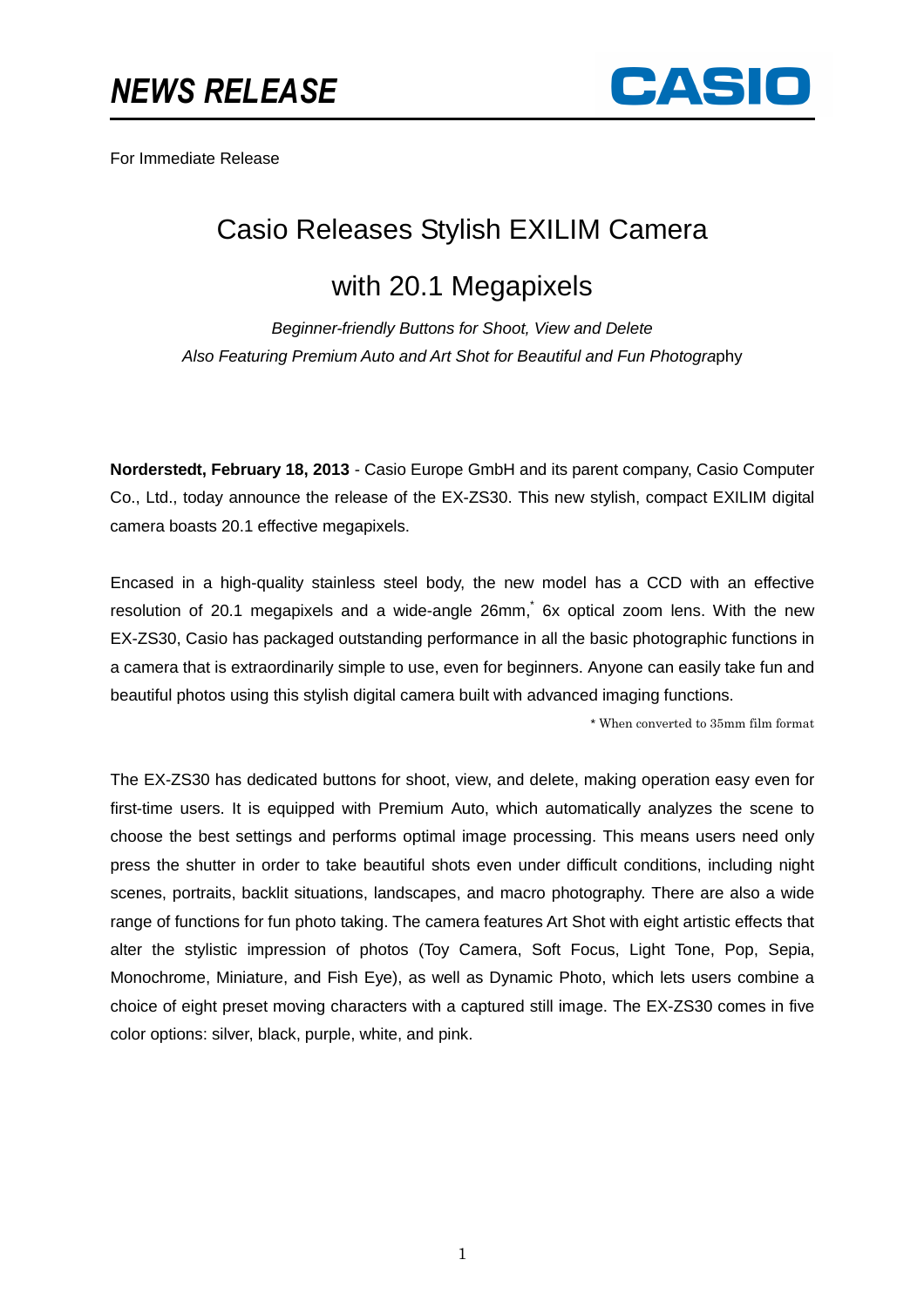# NEWS RELEASE

CASIO

For Immediate Release

# Casio Releases Stylish EXILIM Camera with 20.1 Megapixels

*Beginner-friendly Buttons for Shoot, View and Delete*

*Also Featuring Premium Auto and Art Shot for Beautiful and Fun Photography*

**Norderstedt, February 18, 2013** - Casio Europe GmbH and its parent company, Casio Computer Co., Ltd., today announce the release of the EX-ZS30. This new stylish, compact EXILIM digital camera boasts 20.1 effective megapixels.

Encased in a high-quality stainless steel body, the new model has a CCD with an effective resolution of 20.1 megapixels and a wide-angle 26mm,* 6x optical zoom lens. With the new EX-ZS30, Casio has packaged outstanding performance in all the basic photographic functions in a camera that is extraordinarily simple to use, even for beginners. Anyone can easily take fun and beautiful photos using this stylish digital camera built with advanced imaging functions.

\* When converted to 35mm film format

The EX-ZS30 has dedicated buttons for shoot, view, and delete, making operation easy even for first-time users. It is equipped with Premium Auto, which automatically analyzes the scene to choose the best settings and performs optimal image processing. This means users need only press the shutter in order to take beautiful shots even under difficult conditions, including night scenes, portraits, backlit situations, landscapes, and macro photography. There are also a wide range of functions for fun photo taking. The camera features Art Shot with eight artistic effects that alter the stylistic impression of photos (Toy Camera, Soft Focus, Light Tone, Pop, Sepia, Monochrome, Miniature, and Fish Eye), as well as Dynamic Photo, which lets users combine a choice of eight preset moving characters with a captured still image. The EX-ZS30 comes in five color options: silver, black, purple, white, and pink.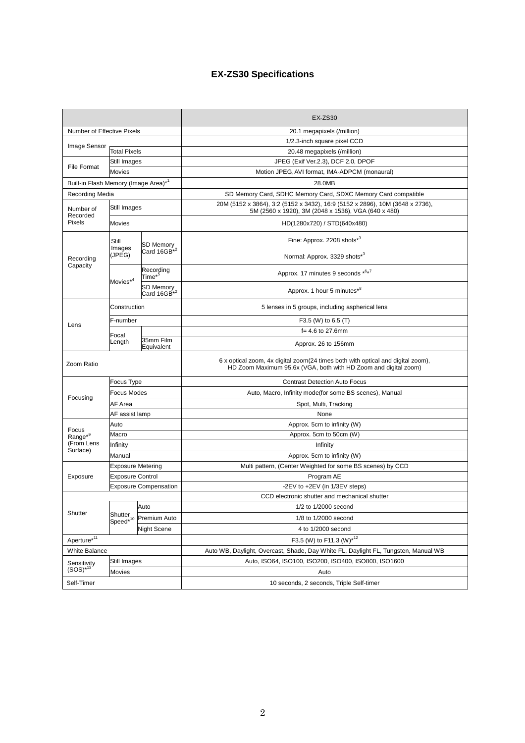# EX-ZS30 Specifications

| | | | EX-ZS30 |
|---|---|---|---|
| Number of Effective Pixels | | | 20.1 megapixels (/million) |
| Image Sensor | | | 1/2.3-inch square pixel CCD |
| | Total Pixels | | 20.48 megapixels (/million) |
| File Format | Still Images | | JPEG (Exif Ver.2.3), DCF 2.0, DPOF |
| | Movies | | Motion JPEG, AVI format, IMA-ADPCM (monaural) |
| Built-in Flash Memory (Image Area)*[1] | | | 28.0MB |
| Recording Media | | | SD Memory Card, SDHC Memory Card, SDXC Memory Card compatible |
| Number of Recorded Pixels | Still Images | | 20M (5152 x 3864), 3:2 (5152 x 3432), 16:9 (5152 x 2896), 10M (3648 x 2736), 5M (2560 x 1920), 3M (2048 x 1536), VGA (640 x 480) |
| | Movies | | HD(1280x720) / STD(640x480) |
| Recording Capacity | Still Images (JPEG) | SD Memory Card 16GB*[2] | Fine: Approx. 2208 shots*[3]<br>Normal: Approx. 3329 shots*[3] |
| | Movies*[4] | Recording Time*[5] | Approx. 17 minutes 9 seconds *[6]*[7] |
| | | SD Memory Card 16GB*[2] | Approx. 1 hour 5 minutes*[8] |
| Lens | Construction | | 5 lenses in 5 groups, including aspherical lens |
| | F-number | | F3.5 (W) to 6.5 (T) |
| | Focal Length | | f= 4.6 to 27.6mm |
| | | 35mm Film Equivalent | Approx. 26 to 156mm |
| Zoom Ratio | | | 6 x optical zoom, 4x digital zoom(24 times both with optical and digital zoom), HD Zoom Maximum 95.6x (VGA, both with HD Zoom and digital zoom) |
| Focusing | Focus Type | | Contrast Detection Auto Focus |
| | Focus Modes | | Auto, Macro, Infinity mode(for some BS scenes), Manual |
| | AF Area | | Spot, Multi, Tracking |
| | AF assist lamp | | None |
| Focus Range*[9] (From Lens Surface) | Auto | | Approx. 5cm to infinity (W) |
| | Macro | | Approx. 5cm to 50cm (W) |
| | Infinity | | Infinity |
| | Manual | | Approx. 5cm to infinity (W) |
| Exposure | Exposure Metering | | Multi pattern, (Center Weighted for some BS scenes) by CCD |
| | Exposure Control | | Program AE |
| | Exposure Compensation | | -2EV to +2EV (in 1/3EV steps) |
| Shutter | | | CCD electronic shutter and mechanical shutter |
| | Shutter Speed*[10] | Auto | 1/2 to 1/2000 second |
| | | Premium Auto | 1/8 to 1/2000 second |
| | | Night Scene | 4 to 1/2000 second |
| Aperture*[11] | | | F3.5 (W) to F11.3 (W)*[12] |
| White Balance | | | Auto WB, Daylight, Overcast, Shade, Day White FL, Daylight FL, Tungsten, Manual WB |
| Sensitivity (SOS)*[13] | Still Images | | Auto, ISO64, ISO100, ISO200, ISO400, ISO800, ISO1600 |
| | Movies | | Auto |
| Self-Timer | | | 10 seconds, 2 seconds, Triple Self-timer |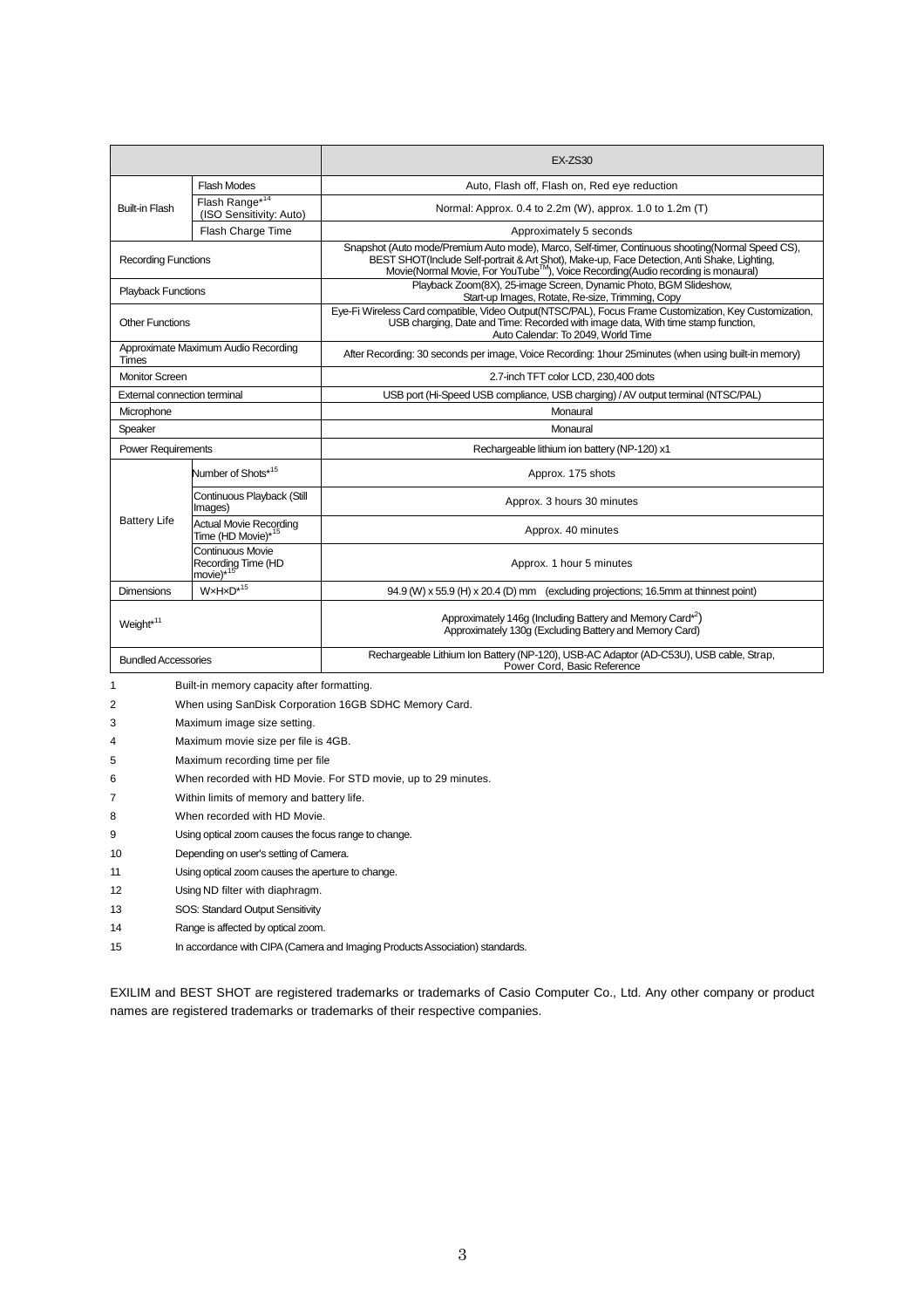| | | EX-ZS30 |
|---|---|---|
| Built-in Flash | Flash Modes | Auto, Flash off, Flash on, Red eye reduction |
| | Flash Range*[14] (ISO Sensitivity: Auto) | Normal: Approx. 0.4 to 2.2m (W), approx. 1.0 to 1.2m (T) |
| | Flash Charge Time | Approximately 5 seconds |
| Recording Functions | | Snapshot (Auto mode/Premium Auto mode), Marco, Self-timer, Continuous shooting(Normal Speed CS), BEST SHOT(Include Self-portrait & Art Shot), Make-up, Face Detection, Anti Shake, Lighting, Movie(Normal Movie, For YouTube™), Voice Recording(Audio recording is monaural) |
| Playback Functions | | Playback Zoom(8X), 25-image Screen, Dynamic Photo, BGM Slideshow, Start-up Images, Rotate, Re-size, Trimming, Copy |
| Other Functions | | Eye-Fi Wireless Card compatible, Video Output(NTSC/PAL), Focus Frame Customization, Key Customization, USB charging, Date and Time: Recorded with image data, With time stamp function, Auto Calendar: To 2049, World Time |
| Approximate Maximum Audio Recording Times | | After Recording: 30 seconds per image, Voice Recording: 1hour 25minutes (when using built-in memory) |
| Monitor Screen | | 2.7-inch TFT color LCD, 230,400 dots |
| External connection terminal | | USB port (Hi-Speed USB compliance, USB charging) / AV output terminal (NTSC/PAL) |
| Microphone | | Monaural |
| Speaker | | Monaural |
| Power Requirements | | Rechargeable lithium ion battery (NP-120) x1 |
| Battery Life | Number of Shots*[15] | Approx. 175 shots |
| | Continuous Playback (Still Images) | Approx. 3 hours 30 minutes |
| | Actual Movie Recording Time (HD Movie)*[15] | Approx. 40 minutes |
| | Continuous Movie Recording Time (HD movie)*[15] | Approx. 1 hour 5 minutes |
| Dimensions | W×H×D*[15] | 94.9 (W) x 55.9 (H) x 20.4 (D) mm (excluding projections; 16.5mm at thinnest point) |
| Weight*[11] | | Approximately 146g (Including Battery and Memory Card*[2]) Approximately 130g (Excluding Battery and Memory Card) |
| Bundled Accessories | | Rechargeable Lithium Ion Battery (NP-120), USB-AC Adaptor (AD-C53U), USB cable, Strap, Power Cord, Basic Reference |

1 Built-in memory capacity after formatting.
2 When using SanDisk Corporation 16GB SDHC Memory Card.
3 Maximum image size setting.
4 Maximum movie size per file is 4GB.
5 Maximum recording time per file
6 When recorded with HD Movie. For STD movie, up to 29 minutes.
7 Within limits of memory and battery life.
8 When recorded with HD Movie.
9 Using optical zoom causes the focus range to change.
10 Depending on user's setting of Camera.
11 Using optical zoom causes the aperture to change.
12 Using ND filter with diaphragm.
13 SOS: Standard Output Sensitivity
14 Range is affected by optical zoom.
15 In accordance with CIPA (Camera and Imaging Products Association) standards.

EXILIM and BEST SHOT are registered trademarks or trademarks of Casio Computer Co., Ltd. Any other company or product names are registered trademarks or trademarks of their respective companies.